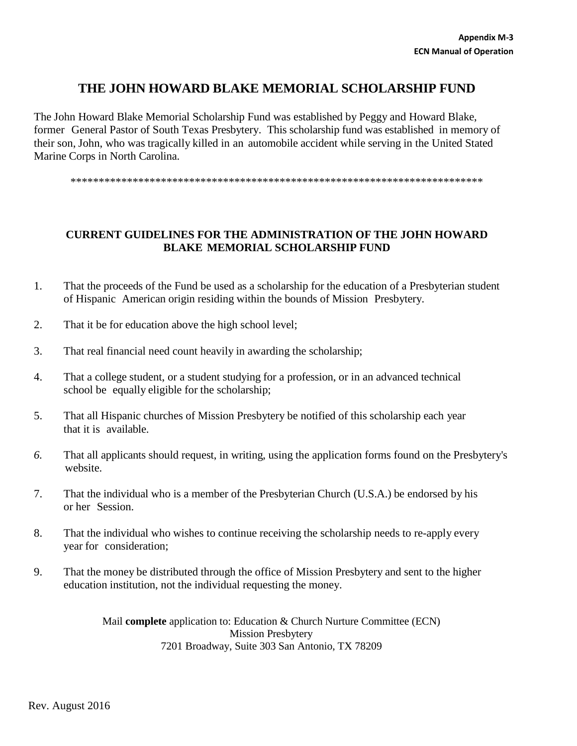**Appendix M-3**
**ECN Manual of Operation**

# THE JOHN HOWARD BLAKE MEMORIAL SCHOLARSHIP FUND

The John Howard Blake Memorial Scholarship Fund was established by Peggy and Howard Blake, former General Pastor of South Texas Presbytery. This scholarship fund was established in memory of their son, John, who was tragically killed in an automobile accident while serving in the United Stated Marine Corps in North Carolina.

*************************************************************************

## CURRENT GUIDELINES FOR THE ADMINISTRATION OF THE JOHN HOWARD BLAKE MEMORIAL SCHOLARSHIP FUND

1. That the proceeds of the Fund be used as a scholarship for the education of a Presbyterian student of Hispanic American origin residing within the bounds of Mission Presbytery.
2. That it be for education above the high school level;
3. That real financial need count heavily in awarding the scholarship;
4. That a college student, or a student studying for a profession, or in an advanced technical school be equally eligible for the scholarship;
5. That all Hispanic churches of Mission Presbytery be notified of this scholarship each year that it is available.
6. That all applicants should request, in writing, using the application forms found on the Presbytery's website.
7. That the individual who is a member of the Presbyterian Church (U.S.A.) be endorsed by his or her Session.
8. That the individual who wishes to continue receiving the scholarship needs to re-apply every year for consideration;
9. That the money be distributed through the office of Mission Presbytery and sent to the higher education institution, not the individual requesting the money.

Mail **complete** application to: Education & Church Nurture Committee (ECN)
Mission Presbytery
7201 Broadway, Suite 303 San Antonio, TX 78209

Rev. August 2016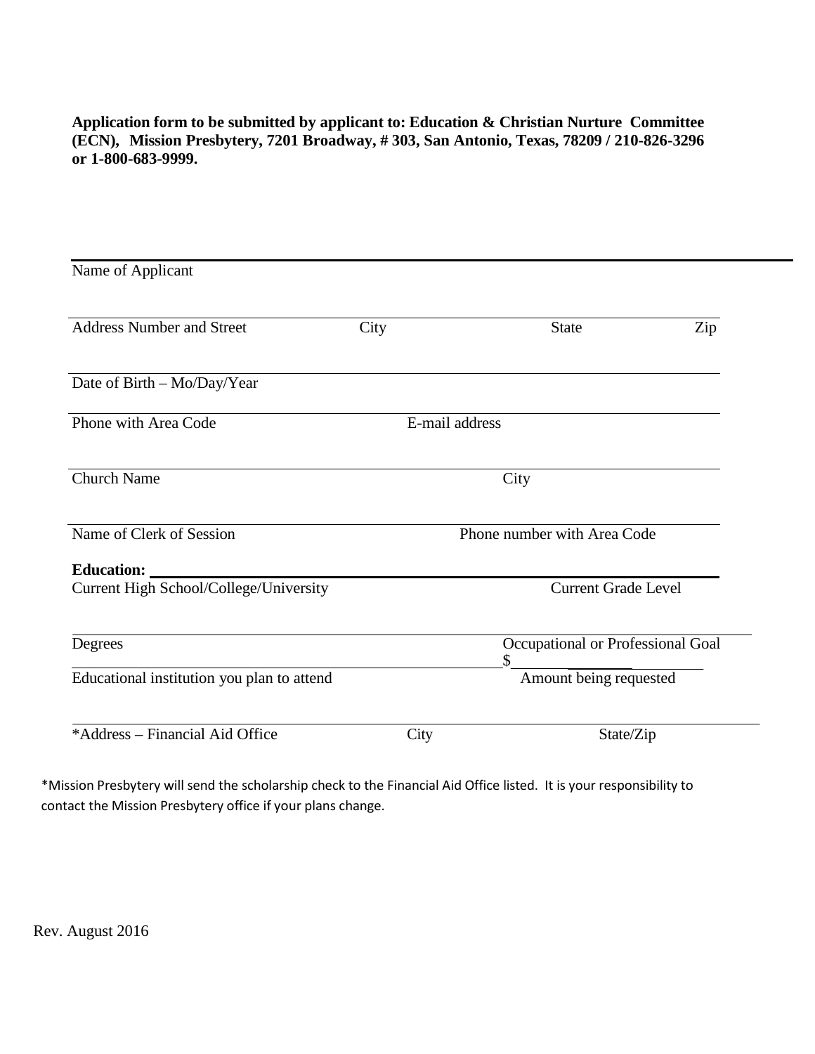**Application form to be submitted by applicant to: Education & Christian Nurture Committee (ECN), Mission Presbytery, 7201 Broadway, # 303, San Antonio, Texas, 78209 / 210-826-3296 or 1-800-683-9999.**

______________________________________________________________________

Name of Applicant

______________________________________________________________________

Address Number and Street | City | State | Zip

______________________________________________________________________

Date of Birth – Mo/Day/Year

______________________________________________________________________

Phone with Area Code | E-mail address

______________________________________________________________________

Church Name | City

______________________________________________________________________

Name of Clerk of Session | Phone number with Area Code

**Education:** ______________________________________________________

Current High School/College/University | Current Grade Level

______________________________________________________________________

Degrees | Occupational or Professional Goal

______________________________________________________ $____________

Educational institution you plan to attend | Amount being requested

______________________________________________________________________

*Address – Financial Aid Office | City | State/Zip

*Mission Presbytery will send the scholarship check to the Financial Aid Office listed. It is your responsibility to contact the Mission Presbytery office if your plans change.

Rev. August 2016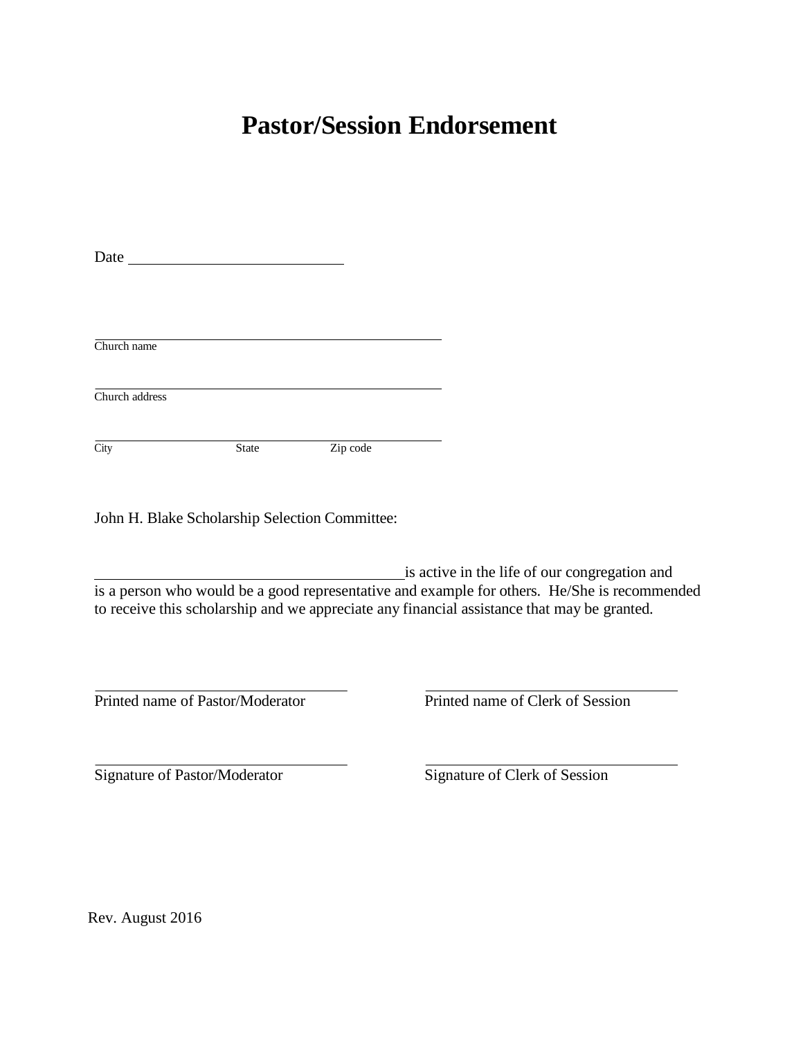# Pastor/Session Endorsement

Date ___________________________

_____________________________________________
Church name

_____________________________________________
Church address

_____________________________________________
City State Zip code

John H. Blake Scholarship Selection Committee:

________________________________________ is active in the life of our congregation and is a person who would be a good representative and example for others. He/She is recommended to receive this scholarship and we appreciate any financial assistance that may be granted.

________________________________
Printed name of Pastor/Moderator

________________________________
Printed name of Clerk of Session

________________________________
Signature of Pastor/Moderator

________________________________
Signature of Clerk of Session

Rev. August 2016